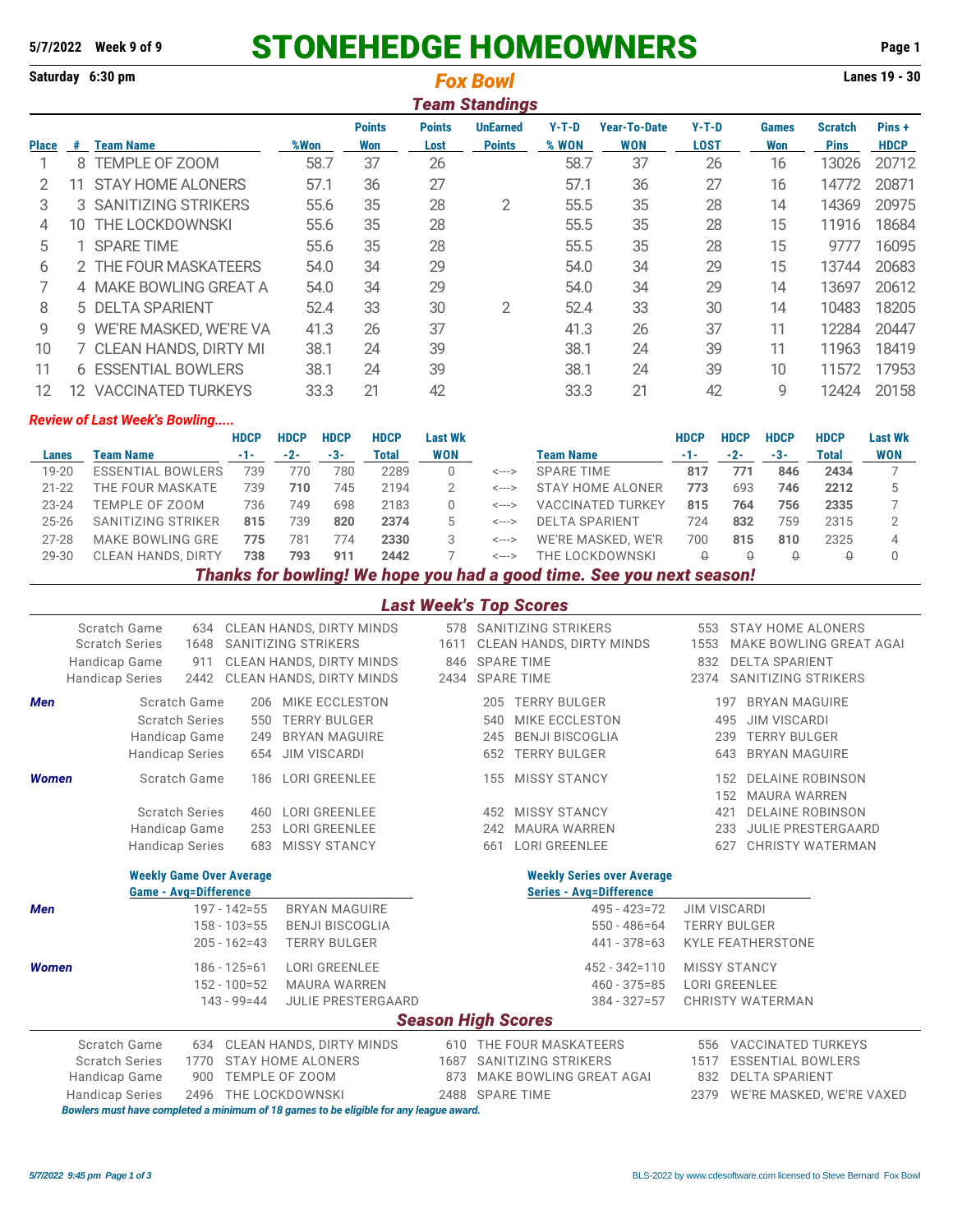**5/7/2022 Week 9 of 9**

# STONEHEDGE HOMEOWNERS

**Saturday 6:30 pm**

## *Fox Bowl*

**Lanes 19 - 30**

### *Team Standings*

| Place | # | Team Name | %Won | Points Won | Points Lost | UnEarned Points | Y-T-D % WON | Year-To-Date WON | Y-T-D LOST | Games Won | Scratch Pins | Pins + HDCP |
|---|---|---|---|---|---|---|---|---|---|---|---|---|
| 1 | 8 | TEMPLE OF ZOOM | 58.7 | 37 | 26 | | 58.7 | 37 | 26 | 16 | 13026 | 20712 |
| 2 | 11 | STAY HOME ALONERS | 57.1 | 36 | 27 | | 57.1 | 36 | 27 | 16 | 14772 | 20871 |
| 3 | 3 | SANITIZING STRIKERS | 55.6 | 35 | 28 | 2 | 55.5 | 35 | 28 | 14 | 14369 | 20975 |
| 4 | 10 | THE LOCKDOWNSKI | 55.6 | 35 | 28 | | 55.5 | 35 | 28 | 15 | 11916 | 18684 |
| 5 | 1 | SPARE TIME | 55.6 | 35 | 28 | | 55.5 | 35 | 28 | 15 | 9777 | 16095 |
| 6 | 2 | THE FOUR MASKATEERS | 54.0 | 34 | 29 | | 54.0 | 34 | 29 | 15 | 13744 | 20683 |
| 7 | 4 | MAKE BOWLING GREAT A | 54.0 | 34 | 29 | | 54.0 | 34 | 29 | 14 | 13697 | 20612 |
| 8 | 5 | DELTA SPARIENT | 52.4 | 33 | 30 | 2 | 52.4 | 33 | 30 | 14 | 10483 | 18205 |
| 9 | 9 | WE'RE MASKED, WE'RE VA | 41.3 | 26 | 37 | | 41.3 | 26 | 37 | 11 | 12284 | 20447 |
| 10 | 7 | CLEAN HANDS, DIRTY MI | 38.1 | 24 | 39 | | 38.1 | 24 | 39 | 11 | 11963 | 18419 |
| 11 | 6 | ESSENTIAL BOWLERS | 38.1 | 24 | 39 | | 38.1 | 24 | 39 | 10 | 11572 | 17953 |
| 12 | 12 | VACCINATED TURKEYS | 33.3 | 21 | 42 | | 33.3 | 21 | 42 | 9 | 12424 | 20158 |

### *Review of Last Week's Bowling.....*

| Lanes | Team Name | HDCP -1- | HDCP -2- | HDCP -3- | HDCP Total | Last Wk WON | | Team Name | HDCP -1- | HDCP -2- | HDCP -3- | HDCP Total | Last Wk WON |
|---|---|---|---|---|---|---|---|---|---|---|---|---|---|
| 19-20 | ESSENTIAL BOWLERS | 739 | 770 | 780 | 2289 | 0 | <---> | SPARE TIME | **817** | **771** | **846** | **2434** | 7 |
| 21-22 | THE FOUR MASKATE | 739 | **710** | 745 | 2194 | 2 | <---> | STAY HOME ALONER | **773** | 693 | **746** | **2212** | 5 |
| 23-24 | TEMPLE OF ZOOM | 736 | 749 | 698 | 2183 | 0 | <---> | VACCINATED TURKEY | **815** | **764** | **756** | **2335** | 7 |
| 25-26 | SANITIZING STRIKER | **815** | 739 | **820** | **2374** | 5 | <---> | DELTA SPARIENT | 724 | **832** | 759 | 2315 | 2 |
| 27-28 | MAKE BOWLING GRE | **775** | 781 | 774 | **2330** | 3 | <---> | WE'RE MASKED, WE'R | 700 | **815** | **810** | 2325 | 4 |
| 29-30 | CLEAN HANDS, DIRTY | **738** | **793** | **911** | **2442** | 7 | <---> | THE LOCKDOWNSKI | ~~0~~ | ~~0~~ | ~~0~~ | ~~0~~ | 0 |

***Thanks for bowling! We hope you had a good time. See you next season!***

### *Last Week's Top Scores*

| | | | | | | |
|---|---|---|---|---|---|---|
| Scratch Game | 634 | CLEAN HANDS, DIRTY MINDS | 578 | SANITIZING STRIKERS | 553 | STAY HOME ALONERS |
| Scratch Series | 1648 | SANITIZING STRIKERS | 1611 | CLEAN HANDS, DIRTY MINDS | 1553 | MAKE BOWLING GREAT AGAI |
| Handicap Game | 911 | CLEAN HANDS, DIRTY MINDS | 846 | SPARE TIME | 832 | DELTA SPARIENT |
| Handicap Series | 2442 | CLEAN HANDS, DIRTY MINDS | 2434 | SPARE TIME | 2374 | SANITIZING STRIKERS |

***Men***

| | | | | | | |
|---|---|---|---|---|---|---|
| Scratch Game | 206 | MIKE ECCLESTON | 205 | TERRY BULGER | 197 | BRYAN MAGUIRE |
| Scratch Series | 550 | TERRY BULGER | 540 | MIKE ECCLESTON | 495 | JIM VISCARDI |
| Handicap Game | 249 | BRYAN MAGUIRE | 245 | BENJI BISCOGLIA | 239 | TERRY BULGER |
| Handicap Series | 654 | JIM VISCARDI | 652 | TERRY BULGER | 643 | BRYAN MAGUIRE |

***Women***

| | | | | | | |
|---|---|---|---|---|---|---|
| Scratch Game | 186 | LORI GREENLEE | 155 | MISSY STANCY | 152 | DELAINE ROBINSON |
| | | | | | 152 | MAURA WARREN |
| Scratch Series | 460 | LORI GREENLEE | 452 | MISSY STANCY | 421 | DELAINE ROBINSON |
| Handicap Game | 253 | LORI GREENLEE | 242 | MAURA WARREN | 233 | JULIE PRESTERGAARD |
| Handicap Series | 683 | MISSY STANCY | 661 | LORI GREENLEE | 627 | CHRISTY WATERMAN |

**Weekly Game Over Average** — **Game - Avg=Difference**

***Men***

| | |
|---|---|
| 197 - 142=55 | BRYAN MAGUIRE |
| 158 - 103=55 | BENJI BISCOGLIA |
| 205 - 162=43 | TERRY BULGER |

***Women***

| | |
|---|---|
| 186 - 125=61 | LORI GREENLEE |
| 152 - 100=52 | MAURA WARREN |
| 143 - 99=44 | JULIE PRESTERGAARD |

**Weekly Series over Average** — **Series - Avg=Difference**

***Men***

| | |
|---|---|
| 495 - 423=72 | JIM VISCARDI |
| 550 - 486=64 | TERRY BULGER |
| 441 - 378=63 | KYLE FEATHERSTONE |

***Women***

| | |
|---|---|
| 452 - 342=110 | MISSY STANCY |
| 460 - 375=85 | LORI GREENLEE |
| 384 - 327=57 | CHRISTY WATERMAN |

### *Season High Scores*

| | | | | | | |
|---|---|---|---|---|---|---|
| Scratch Game | 634 | CLEAN HANDS, DIRTY MINDS | 610 | THE FOUR MASKATEERS | 556 | VACCINATED TURKEYS |
| Scratch Series | 1770 | STAY HOME ALONERS | 1687 | SANITIZING STRIKERS | 1517 | ESSENTIAL BOWLERS |
| Handicap Game | 900 | TEMPLE OF ZOOM | 873 | MAKE BOWLING GREAT AGAI | 832 | DELTA SPARIENT |
| Handicap Series | 2496 | THE LOCKDOWNSKI | 2488 | SPARE TIME | 2379 | WE'RE MASKED, WE'RE VAXED |

***Bowlers must have completed a minimum of 18 games to be eligible for any league award.***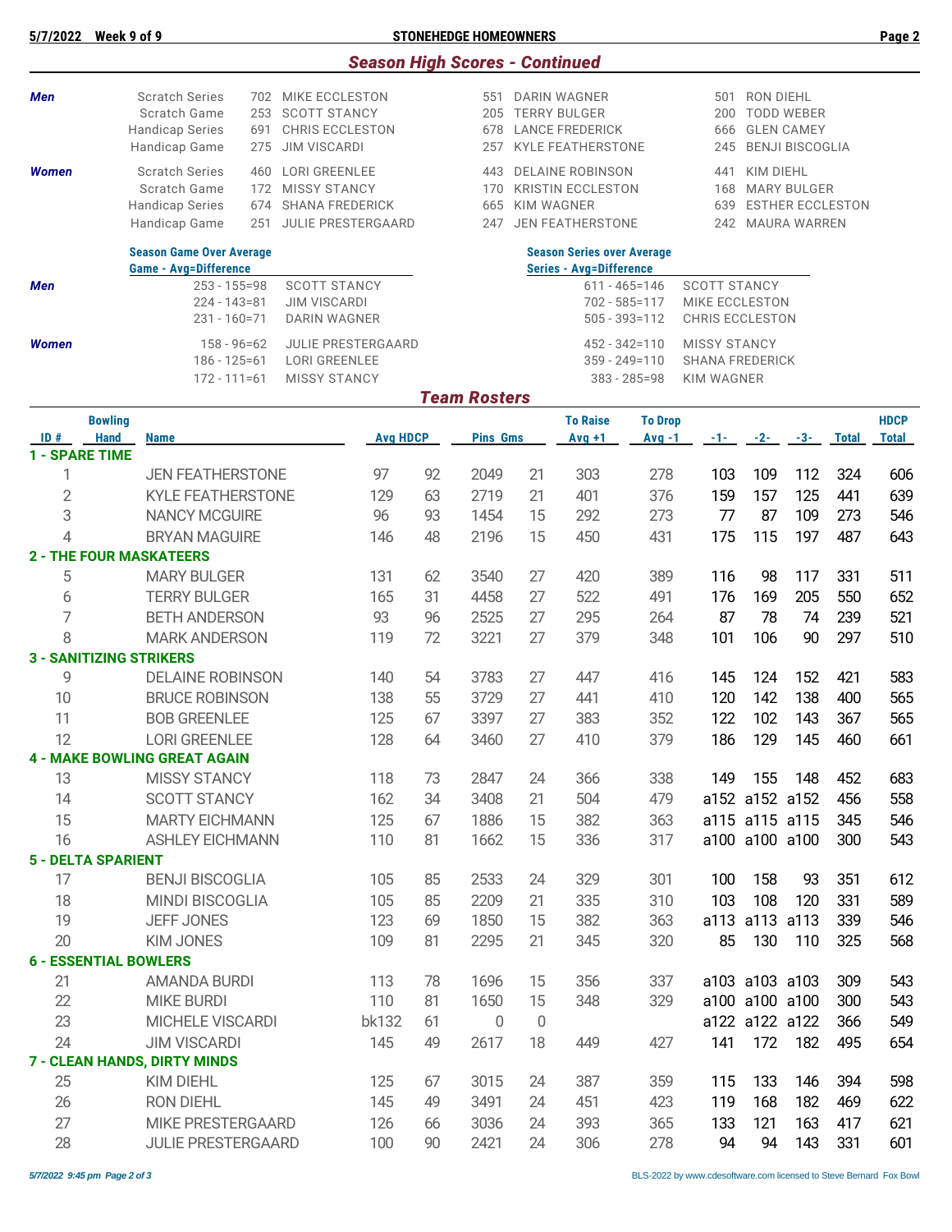## Season High Scores - Continued

| | | | | | | | |
|---|---|---|---|---|---|---|---|
| **Men** | Scratch Series | 702 | MIKE ECCLESTON | 551 | DARIN WAGNER | 501 | RON DIEHL |
| | Scratch Game | 253 | SCOTT STANCY | 205 | TERRY BULGER | 200 | TODD WEBER |
| | Handicap Series | 691 | CHRIS ECCLESTON | 678 | LANCE FREDERICK | 666 | GLEN CAMEY |
| | Handicap Game | 275 | JIM VISCARDI | 257 | KYLE FEATHERSTONE | 245 | BENJI BISCOGLIA |
| **Women** | Scratch Series | 460 | LORI GREENLEE | 443 | DELAINE ROBINSON | 441 | KIM DIEHL |
| | Scratch Game | 172 | MISSY STANCY | 170 | KRISTIN ECCLESTON | 168 | MARY BULGER |
| | Handicap Series | 674 | SHANA FREDERICK | 665 | KIM WAGNER | 639 | ESTHER ECCLESTON |
| | Handicap Game | 251 | JULIE PRESTERGAARD | 247 | JEN FEATHERSTONE | 242 | MAURA WARREN |

| | Season Game Over Average<br>Game - Avg=Difference | | Season Series over Average<br>Series - Avg=Difference | |
|---|---|---|---|---|
| **Men** | 253 - 155=98 | SCOTT STANCY | 611 - 465=146 | SCOTT STANCY |
| | 224 - 143=81 | JIM VISCARDI | 702 - 585=117 | MIKE ECCLESTON |
| | 231 - 160=71 | DARIN WAGNER | 505 - 393=112 | CHRIS ECCLESTON |
| **Women** | 158 - 96=62 | JULIE PRESTERGAARD | 452 - 342=110 | MISSY STANCY |
| | 186 - 125=61 | LORI GREENLEE | 359 - 249=110 | SHANA FREDERICK |
| | 172 - 111=61 | MISSY STANCY | 383 - 285=98 | KIM WAGNER |

## Team Rosters

| ID # | Bowling Hand | Name | Avg | HDCP | Pins | Gms | To Raise Avg +1 | To Drop Avg -1 | -1- | -2- | -3- | Total | HDCP Total |
|---|---|---|---|---|---|---|---|---|---|---|---|---|---|
| **1 - SPARE TIME** | | | | | | | | | | | | | |
| 1 | | JEN FEATHERSTONE | 97 | 92 | 2049 | 21 | 303 | 278 | 103 | 109 | 112 | 324 | 606 |
| 2 | | KYLE FEATHERSTONE | 129 | 63 | 2719 | 21 | 401 | 376 | 159 | 157 | 125 | 441 | 639 |
| 3 | | NANCY MCGUIRE | 96 | 93 | 1454 | 15 | 292 | 273 | 77 | 87 | 109 | 273 | 546 |
| 4 | | BRYAN MAGUIRE | 146 | 48 | 2196 | 15 | 450 | 431 | 175 | 115 | 197 | 487 | 643 |
| **2 - THE FOUR MASKATEERS** | | | | | | | | | | | | | |
| 5 | | MARY BULGER | 131 | 62 | 3540 | 27 | 420 | 389 | 116 | 98 | 117 | 331 | 511 |
| 6 | | TERRY BULGER | 165 | 31 | 4458 | 27 | 522 | 491 | 176 | 169 | 205 | 550 | 652 |
| 7 | | BETH ANDERSON | 93 | 96 | 2525 | 27 | 295 | 264 | 87 | 78 | 74 | 239 | 521 |
| 8 | | MARK ANDERSON | 119 | 72 | 3221 | 27 | 379 | 348 | 101 | 106 | 90 | 297 | 510 |
| **3 - SANITIZING STRIKERS** | | | | | | | | | | | | | |
| 9 | | DELAINE ROBINSON | 140 | 54 | 3783 | 27 | 447 | 416 | 145 | 124 | 152 | 421 | 583 |
| 10 | | BRUCE ROBINSON | 138 | 55 | 3729 | 27 | 441 | 410 | 120 | 142 | 138 | 400 | 565 |
| 11 | | BOB GREENLEE | 125 | 67 | 3397 | 27 | 383 | 352 | 122 | 102 | 143 | 367 | 565 |
| 12 | | LORI GREENLEE | 128 | 64 | 3460 | 27 | 410 | 379 | 186 | 129 | 145 | 460 | 661 |
| **4 - MAKE BOWLING GREAT AGAIN** | | | | | | | | | | | | | |
| 13 | | MISSY STANCY | 118 | 73 | 2847 | 24 | 366 | 338 | 149 | 155 | 148 | 452 | 683 |
| 14 | | SCOTT STANCY | 162 | 34 | 3408 | 21 | 504 | 479 | a152 | a152 | a152 | 456 | 558 |
| 15 | | MARTY EICHMANN | 125 | 67 | 1886 | 15 | 382 | 363 | a115 | a115 | a115 | 345 | 546 |
| 16 | | ASHLEY EICHMANN | 110 | 81 | 1662 | 15 | 336 | 317 | a100 | a100 | a100 | 300 | 543 |
| **5 - DELTA SPARIENT** | | | | | | | | | | | | | |
| 17 | | BENJI BISCOGLIA | 105 | 85 | 2533 | 24 | 329 | 301 | 100 | 158 | 93 | 351 | 612 |
| 18 | | MINDI BISCOGLIA | 105 | 85 | 2209 | 21 | 335 | 310 | 103 | 108 | 120 | 331 | 589 |
| 19 | | JEFF JONES | 123 | 69 | 1850 | 15 | 382 | 363 | a113 | a113 | a113 | 339 | 546 |
| 20 | | KIM JONES | 109 | 81 | 2295 | 21 | 345 | 320 | 85 | 130 | 110 | 325 | 568 |
| **6 - ESSENTIAL BOWLERS** | | | | | | | | | | | | | |
| 21 | | AMANDA BURDI | 113 | 78 | 1696 | 15 | 356 | 337 | a103 | a103 | a103 | 309 | 543 |
| 22 | | MIKE BURDI | 110 | 81 | 1650 | 15 | 348 | 329 | a100 | a100 | a100 | 300 | 543 |
| 23 | | MICHELE VISCARDI | bk132 | 61 | 0 | 0 | | | a122 | a122 | a122 | 366 | 549 |
| 24 | | JIM VISCARDI | 145 | 49 | 2617 | 18 | 449 | 427 | 141 | 172 | 182 | 495 | 654 |
| **7 - CLEAN HANDS, DIRTY MINDS** | | | | | | | | | | | | | |
| 25 | | KIM DIEHL | 125 | 67 | 3015 | 24 | 387 | 359 | 115 | 133 | 146 | 394 | 598 |
| 26 | | RON DIEHL | 145 | 49 | 3491 | 24 | 451 | 423 | 119 | 168 | 182 | 469 | 622 |
| 27 | | MIKE PRESTERGAARD | 126 | 66 | 3036 | 24 | 393 | 365 | 133 | 121 | 163 | 417 | 621 |
| 28 | | JULIE PRESTERGAARD | 100 | 90 | 2421 | 24 | 306 | 278 | 94 | 94 | 143 | 331 | 601 |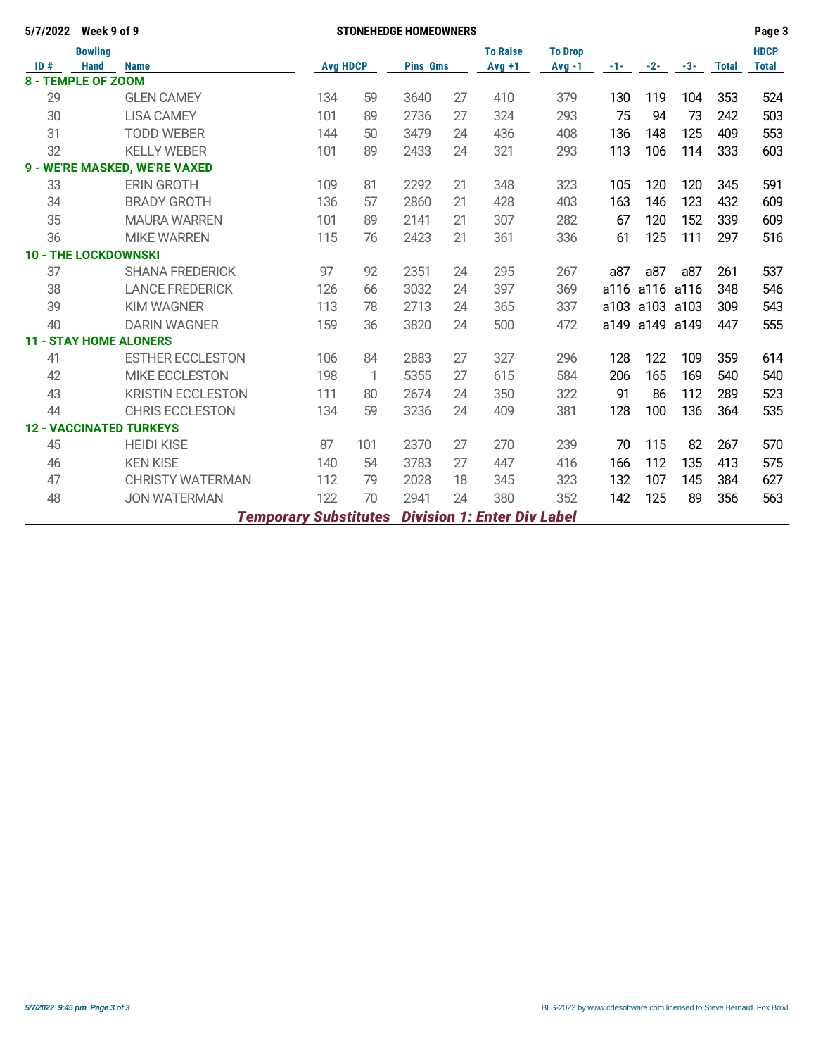**STONEHEDGE HOMEOWNERS**

5/7/2022 Week 9 of 9

| ID # | Bowling Hand | Name | Avg | HDCP | Pins | Gms | To Raise Avg +1 | To Drop Avg -1 | -1- | -2- | -3- | Total | HDCP Total |
|---|---|---|---|---|---|---|---|---|---|---|---|---|---|
| **8 - TEMPLE OF ZOOM** | | | | | | | | | | | | | |
| 29 | | GLEN CAMEY | 134 | 59 | 3640 | 27 | 410 | 379 | 130 | 119 | 104 | 353 | 524 |
| 30 | | LISA CAMEY | 101 | 89 | 2736 | 27 | 324 | 293 | 75 | 94 | 73 | 242 | 503 |
| 31 | | TODD WEBER | 144 | 50 | 3479 | 24 | 436 | 408 | 136 | 148 | 125 | 409 | 553 |
| 32 | | KELLY WEBER | 101 | 89 | 2433 | 24 | 321 | 293 | 113 | 106 | 114 | 333 | 603 |
| **9 - WE'RE MASKED, WE'RE VAXED** | | | | | | | | | | | | | |
| 33 | | ERIN GROTH | 109 | 81 | 2292 | 21 | 348 | 323 | 105 | 120 | 120 | 345 | 591 |
| 34 | | BRADY GROTH | 136 | 57 | 2860 | 21 | 428 | 403 | 163 | 146 | 123 | 432 | 609 |
| 35 | | MAURA WARREN | 101 | 89 | 2141 | 21 | 307 | 282 | 67 | 120 | 152 | 339 | 609 |
| 36 | | MIKE WARREN | 115 | 76 | 2423 | 21 | 361 | 336 | 61 | 125 | 111 | 297 | 516 |
| **10 - THE LOCKDOWNSKI** | | | | | | | | | | | | | |
| 37 | | SHANA FREDERICK | 97 | 92 | 2351 | 24 | 295 | 267 | a87 | a87 | a87 | 261 | 537 |
| 38 | | LANCE FREDERICK | 126 | 66 | 3032 | 24 | 397 | 369 | a116 | a116 | a116 | 348 | 546 |
| 39 | | KIM WAGNER | 113 | 78 | 2713 | 24 | 365 | 337 | a103 | a103 | a103 | 309 | 543 |
| 40 | | DARIN WAGNER | 159 | 36 | 3820 | 24 | 500 | 472 | a149 | a149 | a149 | 447 | 555 |
| **11 - STAY HOME ALONERS** | | | | | | | | | | | | | |
| 41 | | ESTHER ECCLESTON | 106 | 84 | 2883 | 27 | 327 | 296 | 128 | 122 | 109 | 359 | 614 |
| 42 | | MIKE ECCLESTON | 198 | 1 | 5355 | 27 | 615 | 584 | 206 | 165 | 169 | 540 | 540 |
| 43 | | KRISTIN ECCLESTON | 111 | 80 | 2674 | 24 | 350 | 322 | 91 | 86 | 112 | 289 | 523 |
| 44 | | CHRIS ECCLESTON | 134 | 59 | 3236 | 24 | 409 | 381 | 128 | 100 | 136 | 364 | 535 |
| **12 - VACCINATED TURKEYS** | | | | | | | | | | | | | |
| 45 | | HEIDI KISE | 87 | 101 | 2370 | 27 | 270 | 239 | 70 | 115 | 82 | 267 | 570 |
| 46 | | KEN KISE | 140 | 54 | 3783 | 27 | 447 | 416 | 166 | 112 | 135 | 413 | 575 |
| 47 | | CHRISTY WATERMAN | 112 | 79 | 2028 | 18 | 345 | 323 | 132 | 107 | 145 | 384 | 627 |
| 48 | | JON WATERMAN | 122 | 70 | 2941 | 24 | 380 | 352 | 142 | 125 | 89 | 356 | 563 |

***Temporary Substitutes Division 1: Enter Div Label***

*5/7/2022 9:45 pm*

BLS-2022 by www.cdesoftware.com licensed to Steve Bernard Fox Bowl